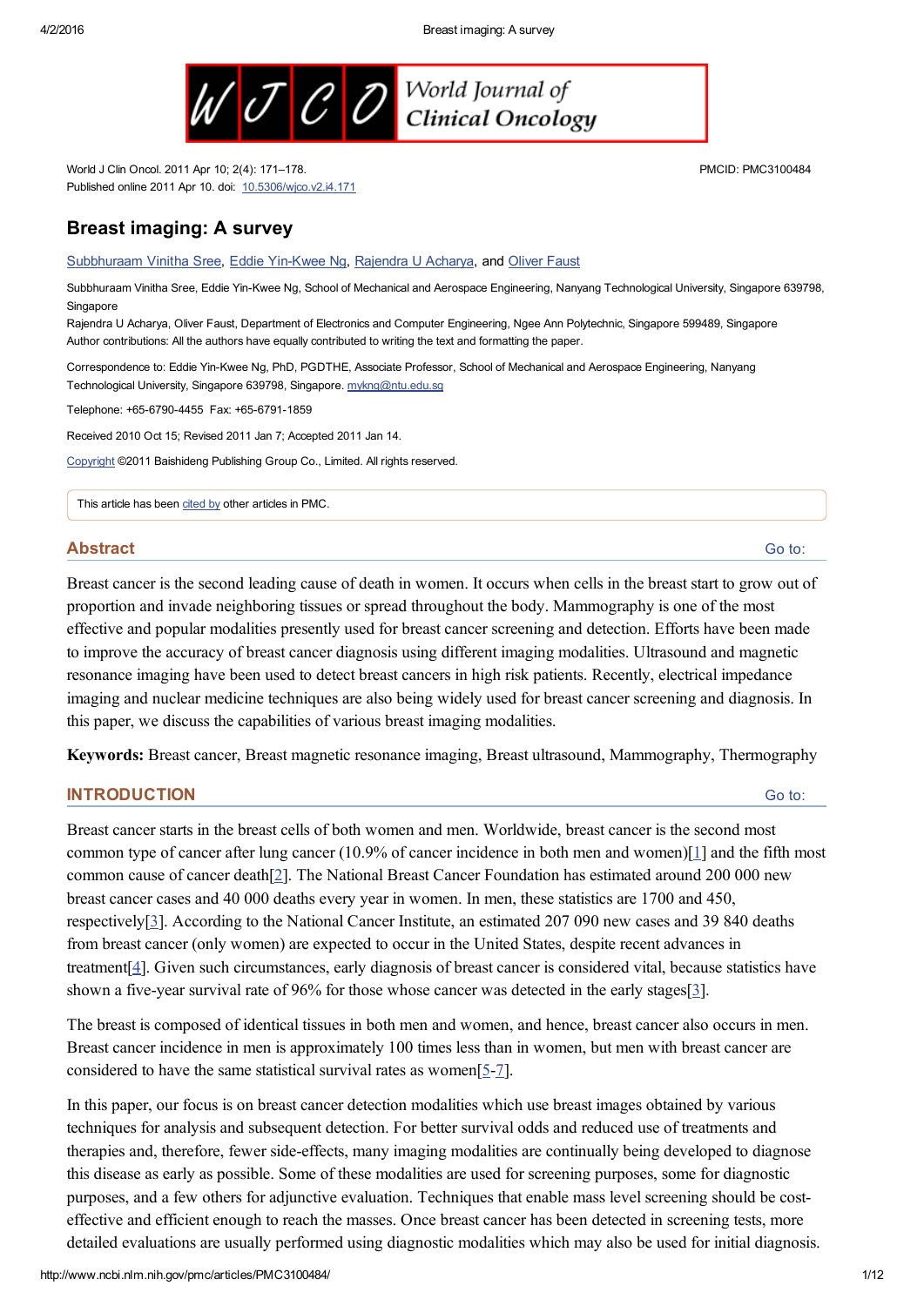World J Clin Oncol. 2011 Apr 10; 2(4): 171–178.
Published online 2011 Apr 10. doi: 10.5306/wjco.v2.i4.171

PMCID: PMC3100484

# Breast imaging: A survey

Subbhuraam Vinitha Sree, Eddie Yin-Kwee Ng, Rajendra U Acharya, and Oliver Faust

Subbhuraam Vinitha Sree, Eddie Yin-Kwee Ng, School of Mechanical and Aerospace Engineering, Nanyang Technological University, Singapore 639798, Singapore
Rajendra U Acharya, Oliver Faust, Department of Electronics and Computer Engineering, Ngee Ann Polytechnic, Singapore 599489, Singapore
Author contributions: All the authors have equally contributed to writing the text and formatting the paper.

Correspondence to: Eddie Yin-Kwee Ng, PhD, PGDTHE, Associate Professor, School of Mechanical and Aerospace Engineering, Nanyang Technological University, Singapore 639798, Singapore. mykng@ntu.edu.sg

Telephone: +65-6790-4455 Fax: +65-6791-1859

Received 2010 Oct 15; Revised 2011 Jan 7; Accepted 2011 Jan 14.

Copyright ©2011 Baishideng Publishing Group Co., Limited. All rights reserved.

This article has been cited by other articles in PMC.

## Abstract

Breast cancer is the second leading cause of death in women. It occurs when cells in the breast start to grow out of proportion and invade neighboring tissues or spread throughout the body. Mammography is one of the most effective and popular modalities presently used for breast cancer screening and detection. Efforts have been made to improve the accuracy of breast cancer diagnosis using different imaging modalities. Ultrasound and magnetic resonance imaging have been used to detect breast cancers in high risk patients. Recently, electrical impedance imaging and nuclear medicine techniques are also being widely used for breast cancer screening and diagnosis. In this paper, we discuss the capabilities of various breast imaging modalities.

**Keywords:** Breast cancer, Breast magnetic resonance imaging, Breast ultrasound, Mammography, Thermography

## INTRODUCTION

Breast cancer starts in the breast cells of both women and men. Worldwide, breast cancer is the second most common type of cancer after lung cancer (10.9% of cancer incidence in both men and women)[1] and the fifth most common cause of cancer death[2]. The National Breast Cancer Foundation has estimated around 200 000 new breast cancer cases and 40 000 deaths every year in women. In men, these statistics are 1700 and 450, respectively[3]. According to the National Cancer Institute, an estimated 207 090 new cases and 39 840 deaths from breast cancer (only women) are expected to occur in the United States, despite recent advances in treatment[4]. Given such circumstances, early diagnosis of breast cancer is considered vital, because statistics have shown a five-year survival rate of 96% for those whose cancer was detected in the early stages[3].

The breast is composed of identical tissues in both men and women, and hence, breast cancer also occurs in men. Breast cancer incidence in men is approximately 100 times less than in women, but men with breast cancer are considered to have the same statistical survival rates as women[5-7].

In this paper, our focus is on breast cancer detection modalities which use breast images obtained by various techniques for analysis and subsequent detection. For better survival odds and reduced use of treatments and therapies and, therefore, fewer side-effects, many imaging modalities are continually being developed to diagnose this disease as early as possible. Some of these modalities are used for screening purposes, some for diagnostic purposes, and a few others for adjunctive evaluation. Techniques that enable mass level screening should be cost-effective and efficient enough to reach the masses. Once breast cancer has been detected in screening tests, more detailed evaluations are usually performed using diagnostic modalities which may also be used for initial diagnosis.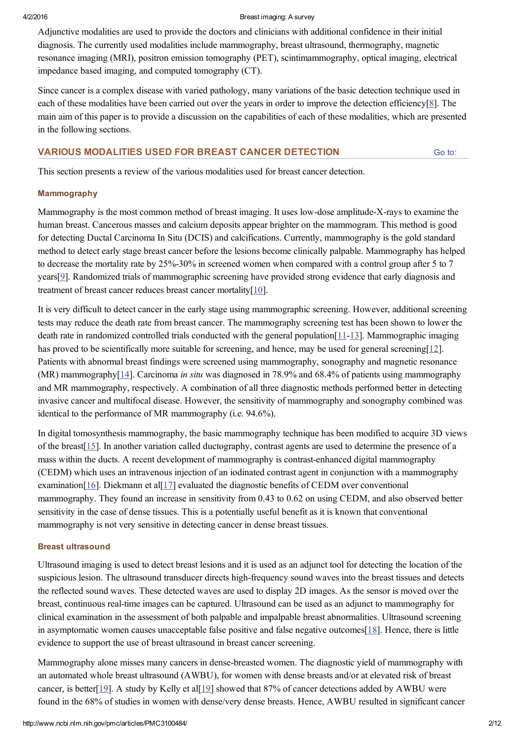Adjunctive modalities are used to provide the doctors and clinicians with additional confidence in their initial diagnosis. The currently used modalities include mammography, breast ultrasound, thermography, magnetic resonance imaging (MRI), positron emission tomography (PET), scintimammography, optical imaging, electrical impedance based imaging, and computed tomography (CT).

Since cancer is a complex disease with varied pathology, many variations of the basic detection technique used in each of these modalities have been carried out over the years in order to improve the detection efficiency[8]. The main aim of this paper is to provide a discussion on the capabilities of each of these modalities, which are presented in the following sections.

## VARIOUS MODALITIES USED FOR BREAST CANCER DETECTION

This section presents a review of the various modalities used for breast cancer detection.

### Mammography

Mammography is the most common method of breast imaging. It uses low-dose amplitude-X-rays to examine the human breast. Cancerous masses and calcium deposits appear brighter on the mammogram. This method is good for detecting Ductal Carcinoma In Situ (DCIS) and calcifications. Currently, mammography is the gold standard method to detect early stage breast cancer before the lesions become clinically palpable. Mammography has helped to decrease the mortality rate by 25%-30% in screened women when compared with a control group after 5 to 7 years[9]. Randomized trials of mammographic screening have provided strong evidence that early diagnosis and treatment of breast cancer reduces breast cancer mortality[10].

It is very difficult to detect cancer in the early stage using mammographic screening. However, additional screening tests may reduce the death rate from breast cancer. The mammography screening test has been shown to lower the death rate in randomized controlled trials conducted with the general population[11-13]. Mammographic imaging has proved to be scientifically more suitable for screening, and hence, may be used for general screening[12]. Patients with abnormal breast findings were screened using mammography, sonography and magnetic resonance (MR) mammography[14]. Carcinoma *in situ* was diagnosed in 78.9% and 68.4% of patients using mammography and MR mammography, respectively. A combination of all three diagnostic methods performed better in detecting invasive cancer and multifocal disease. However, the sensitivity of mammography and sonography combined was identical to the performance of MR mammography (i.e. 94.6%).

In digital tomosynthesis mammography, the basic mammography technique has been modified to acquire 3D views of the breast[15]. In another variation called ductography, contrast agents are used to determine the presence of a mass within the ducts. A recent development of mammography is contrast-enhanced digital mammography (CEDM) which uses an intravenous injection of an iodinated contrast agent in conjunction with a mammography examination[16]. Diekmann et al[17] evaluated the diagnostic benefits of CEDM over conventional mammography. They found an increase in sensitivity from 0.43 to 0.62 on using CEDM, and also observed better sensitivity in the case of dense tissues. This is a potentially useful benefit as it is known that conventional mammography is not very sensitive in detecting cancer in dense breast tissues.

### Breast ultrasound

Ultrasound imaging is used to detect breast lesions and it is used as an adjunct tool for detecting the location of the suspicious lesion. The ultrasound transducer directs high-frequency sound waves into the breast tissues and detects the reflected sound waves. These detected waves are used to display 2D images. As the sensor is moved over the breast, continuous real-time images can be captured. Ultrasound can be used as an adjunct to mammography for clinical examination in the assessment of both palpable and impalpable breast abnormalities. Ultrasound screening in asymptomatic women causes unacceptable false positive and false negative outcomes[18]. Hence, there is little evidence to support the use of breast ultrasound in breast cancer screening.

Mammography alone misses many cancers in dense-breasted women. The diagnostic yield of mammography with an automated whole breast ultrasound (AWBU), for women with dense breasts and/or at elevated risk of breast cancer, is better[19]. A study by Kelly et al[19] showed that 87% of cancer detections added by AWBU were found in the 68% of studies in women with dense/very dense breasts. Hence, AWBU resulted in significant cancer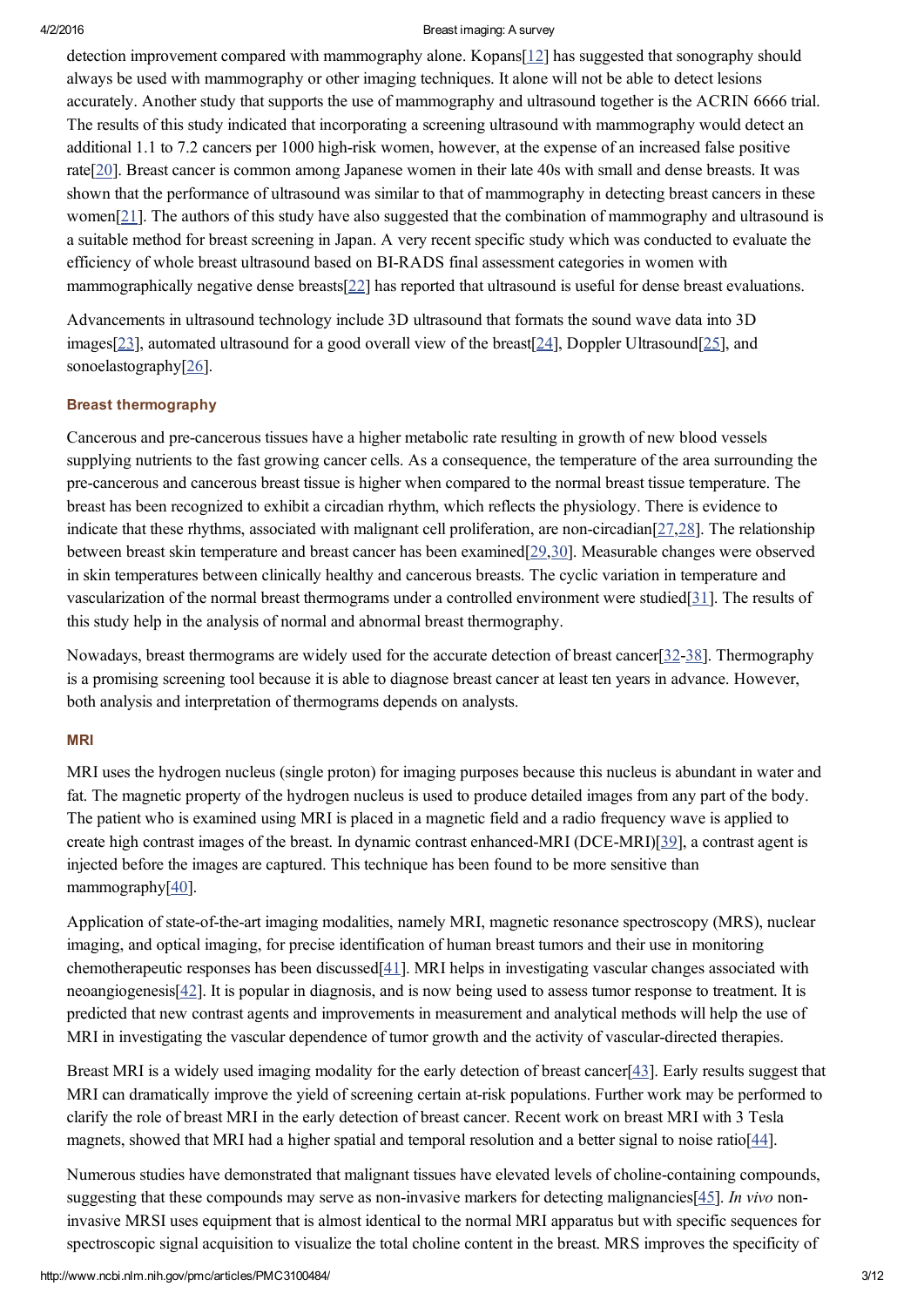detection improvement compared with mammography alone. Kopans[12] has suggested that sonography should always be used with mammography or other imaging techniques. It alone will not be able to detect lesions accurately. Another study that supports the use of mammography and ultrasound together is the ACRIN 6666 trial. The results of this study indicated that incorporating a screening ultrasound with mammography would detect an additional 1.1 to 7.2 cancers per 1000 high-risk women, however, at the expense of an increased false positive rate[20]. Breast cancer is common among Japanese women in their late 40s with small and dense breasts. It was shown that the performance of ultrasound was similar to that of mammography in detecting breast cancers in these women[21]. The authors of this study have also suggested that the combination of mammography and ultrasound is a suitable method for breast screening in Japan. A very recent specific study which was conducted to evaluate the efficiency of whole breast ultrasound based on BI-RADS final assessment categories in women with mammographically negative dense breasts[22] has reported that ultrasound is useful for dense breast evaluations.

Advancements in ultrasound technology include 3D ultrasound that formats the sound wave data into 3D images[23], automated ultrasound for a good overall view of the breast[24], Doppler Ultrasound[25], and sonoelastography[26].

### Breast thermography

Cancerous and pre-cancerous tissues have a higher metabolic rate resulting in growth of new blood vessels supplying nutrients to the fast growing cancer cells. As a consequence, the temperature of the area surrounding the pre-cancerous and cancerous breast tissue is higher when compared to the normal breast tissue temperature. The breast has been recognized to exhibit a circadian rhythm, which reflects the physiology. There is evidence to indicate that these rhythms, associated with malignant cell proliferation, are non-circadian[27,28]. The relationship between breast skin temperature and breast cancer has been examined[29,30]. Measurable changes were observed in skin temperatures between clinically healthy and cancerous breasts. The cyclic variation in temperature and vascularization of the normal breast thermograms under a controlled environment were studied[31]. The results of this study help in the analysis of normal and abnormal breast thermography.

Nowadays, breast thermograms are widely used for the accurate detection of breast cancer[32-38]. Thermography is a promising screening tool because it is able to diagnose breast cancer at least ten years in advance. However, both analysis and interpretation of thermograms depends on analysts.

### MRI

MRI uses the hydrogen nucleus (single proton) for imaging purposes because this nucleus is abundant in water and fat. The magnetic property of the hydrogen nucleus is used to produce detailed images from any part of the body. The patient who is examined using MRI is placed in a magnetic field and a radio frequency wave is applied to create high contrast images of the breast. In dynamic contrast enhanced-MRI (DCE-MRI)[39], a contrast agent is injected before the images are captured. This technique has been found to be more sensitive than mammography[40].

Application of state-of-the-art imaging modalities, namely MRI, magnetic resonance spectroscopy (MRS), nuclear imaging, and optical imaging, for precise identification of human breast tumors and their use in monitoring chemotherapeutic responses has been discussed[41]. MRI helps in investigating vascular changes associated with neoangiogenesis[42]. It is popular in diagnosis, and is now being used to assess tumor response to treatment. It is predicted that new contrast agents and improvements in measurement and analytical methods will help the use of MRI in investigating the vascular dependence of tumor growth and the activity of vascular-directed therapies.

Breast MRI is a widely used imaging modality for the early detection of breast cancer[43]. Early results suggest that MRI can dramatically improve the yield of screening certain at-risk populations. Further work may be performed to clarify the role of breast MRI in the early detection of breast cancer. Recent work on breast MRI with 3 Tesla magnets, showed that MRI had a higher spatial and temporal resolution and a better signal to noise ratio[44].

Numerous studies have demonstrated that malignant tissues have elevated levels of choline-containing compounds, suggesting that these compounds may serve as non-invasive markers for detecting malignancies[45]. *In vivo* non-invasive MRSI uses equipment that is almost identical to the normal MRI apparatus but with specific sequences for spectroscopic signal acquisition to visualize the total choline content in the breast. MRS improves the specificity of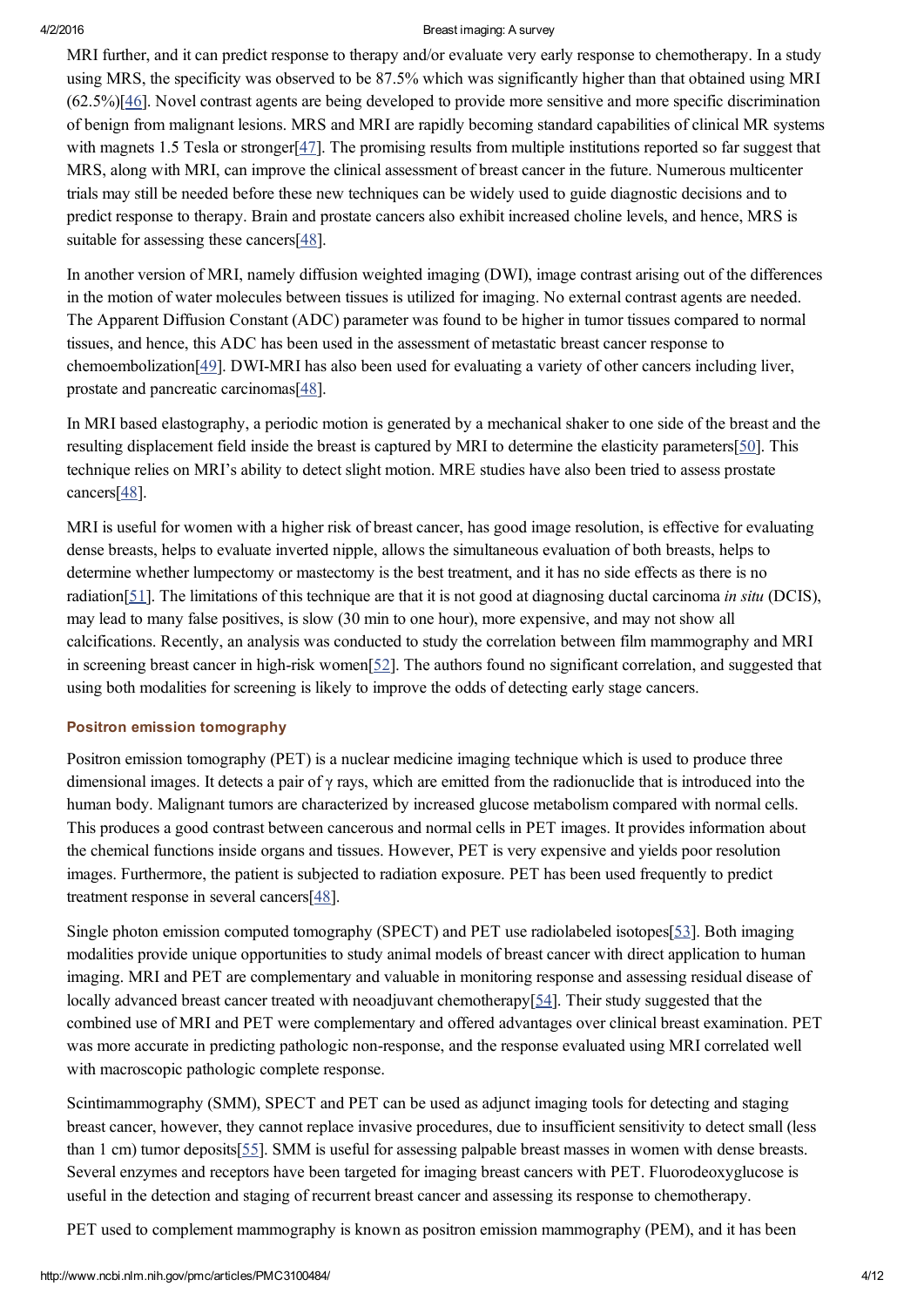MRI further, and it can predict response to therapy and/or evaluate very early response to chemotherapy. In a study using MRS, the specificity was observed to be 87.5% which was significantly higher than that obtained using MRI (62.5%)[46]. Novel contrast agents are being developed to provide more sensitive and more specific discrimination of benign from malignant lesions. MRS and MRI are rapidly becoming standard capabilities of clinical MR systems with magnets 1.5 Tesla or stronger[47]. The promising results from multiple institutions reported so far suggest that MRS, along with MRI, can improve the clinical assessment of breast cancer in the future. Numerous multicenter trials may still be needed before these new techniques can be widely used to guide diagnostic decisions and to predict response to therapy. Brain and prostate cancers also exhibit increased choline levels, and hence, MRS is suitable for assessing these cancers[48].

In another version of MRI, namely diffusion weighted imaging (DWI), image contrast arising out of the differences in the motion of water molecules between tissues is utilized for imaging. No external contrast agents are needed. The Apparent Diffusion Constant (ADC) parameter was found to be higher in tumor tissues compared to normal tissues, and hence, this ADC has been used in the assessment of metastatic breast cancer response to chemoembolization[49]. DWI-MRI has also been used for evaluating a variety of other cancers including liver, prostate and pancreatic carcinomas[48].

In MRI based elastography, a periodic motion is generated by a mechanical shaker to one side of the breast and the resulting displacement field inside the breast is captured by MRI to determine the elasticity parameters[50]. This technique relies on MRI's ability to detect slight motion. MRE studies have also been tried to assess prostate cancers[48].

MRI is useful for women with a higher risk of breast cancer, has good image resolution, is effective for evaluating dense breasts, helps to evaluate inverted nipple, allows the simultaneous evaluation of both breasts, helps to determine whether lumpectomy or mastectomy is the best treatment, and it has no side effects as there is no radiation[51]. The limitations of this technique are that it is not good at diagnosing ductal carcinoma *in situ* (DCIS), may lead to many false positives, is slow (30 min to one hour), more expensive, and may not show all calcifications. Recently, an analysis was conducted to study the correlation between film mammography and MRI in screening breast cancer in high-risk women[52]. The authors found no significant correlation, and suggested that using both modalities for screening is likely to improve the odds of detecting early stage cancers.

### Positron emission tomography

Positron emission tomography (PET) is a nuclear medicine imaging technique which is used to produce three dimensional images. It detects a pair of $\gamma$ rays, which are emitted from the radionuclide that is introduced into the human body. Malignant tumors are characterized by increased glucose metabolism compared with normal cells. This produces a good contrast between cancerous and normal cells in PET images. It provides information about the chemical functions inside organs and tissues. However, PET is very expensive and yields poor resolution images. Furthermore, the patient is subjected to radiation exposure. PET has been used frequently to predict treatment response in several cancers[48].

Single photon emission computed tomography (SPECT) and PET use radiolabeled isotopes[53]. Both imaging modalities provide unique opportunities to study animal models of breast cancer with direct application to human imaging. MRI and PET are complementary and valuable in monitoring response and assessing residual disease of locally advanced breast cancer treated with neoadjuvant chemotherapy[54]. Their study suggested that the combined use of MRI and PET were complementary and offered advantages over clinical breast examination. PET was more accurate in predicting pathologic non-response, and the response evaluated using MRI correlated well with macroscopic pathologic complete response.

Scintimammography (SMM), SPECT and PET can be used as adjunct imaging tools for detecting and staging breast cancer, however, they cannot replace invasive procedures, due to insufficient sensitivity to detect small (less than 1 cm) tumor deposits[55]. SMM is useful for assessing palpable breast masses in women with dense breasts. Several enzymes and receptors have been targeted for imaging breast cancers with PET. Fluorodeoxyglucose is useful in the detection and staging of recurrent breast cancer and assessing its response to chemotherapy.

PET used to complement mammography is known as positron emission mammography (PEM), and it has been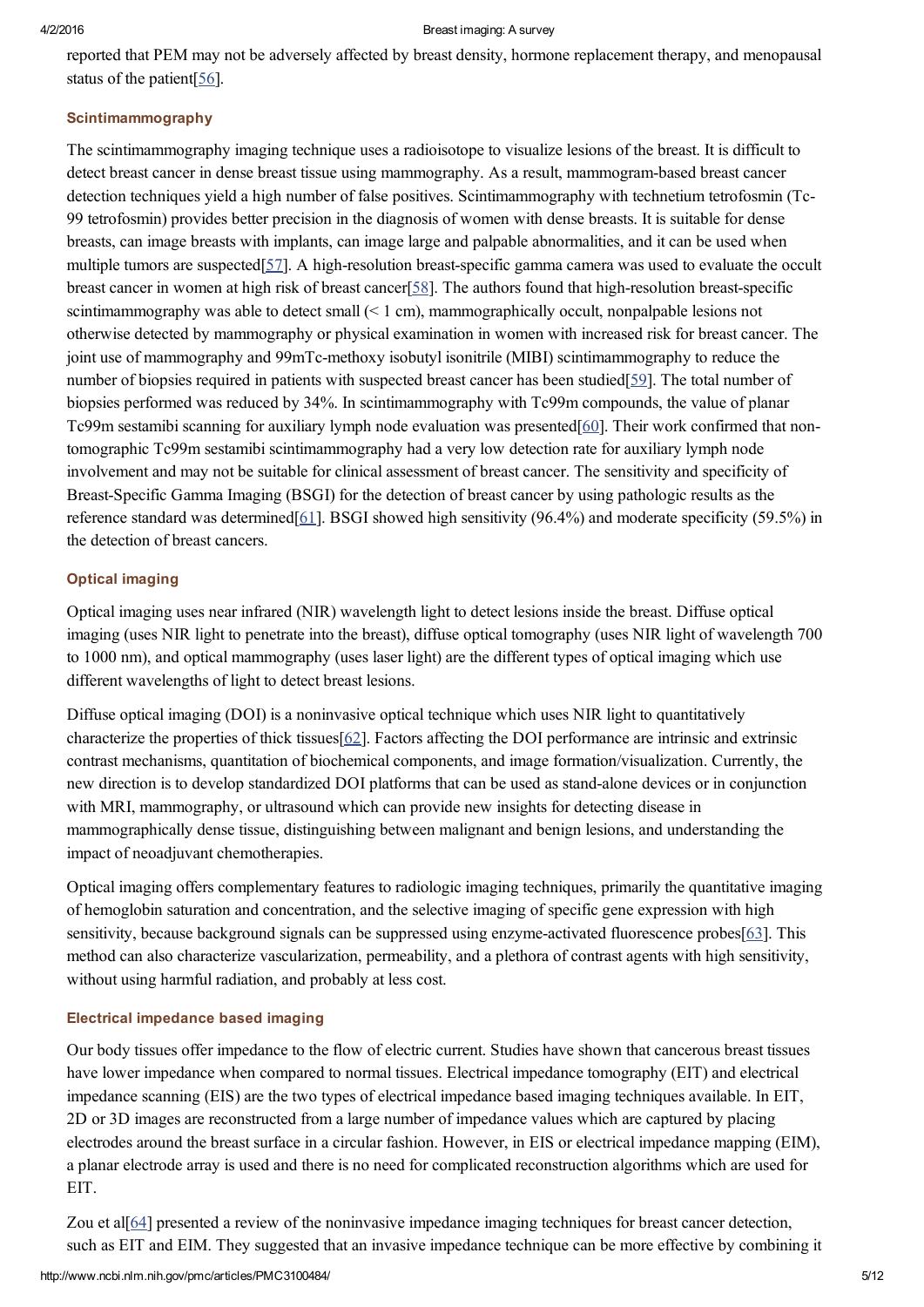reported that PEM may not be adversely affected by breast density, hormone replacement therapy, and menopausal status of the patient[56].

### Scintimammography

The scintimammography imaging technique uses a radioisotope to visualize lesions of the breast. It is difficult to detect breast cancer in dense breast tissue using mammography. As a result, mammogram-based breast cancer detection techniques yield a high number of false positives. Scintimammography with technetium tetrofosmin (Tc-99 tetrofosmin) provides better precision in the diagnosis of women with dense breasts. It is suitable for dense breasts, can image breasts with implants, can image large and palpable abnormalities, and it can be used when multiple tumors are suspected[57]. A high-resolution breast-specific gamma camera was used to evaluate the occult breast cancer in women at high risk of breast cancer[58]. The authors found that high-resolution breast-specific scintimammography was able to detect small (< 1 cm), mammographically occult, nonpalpable lesions not otherwise detected by mammography or physical examination in women with increased risk for breast cancer. The joint use of mammography and 99mTc-methoxy isobutyl isonitrile (MIBI) scintimammography to reduce the number of biopsies required in patients with suspected breast cancer has been studied[59]. The total number of biopsies performed was reduced by 34%. In scintimammography with Tc99m compounds, the value of planar Tc99m sestamibi scanning for auxiliary lymph node evaluation was presented[60]. Their work confirmed that non-tomographic Tc99m sestamibi scintimammography had a very low detection rate for auxiliary lymph node involvement and may not be suitable for clinical assessment of breast cancer. The sensitivity and specificity of Breast-Specific Gamma Imaging (BSGI) for the detection of breast cancer by using pathologic results as the reference standard was determined[61]. BSGI showed high sensitivity (96.4%) and moderate specificity (59.5%) in the detection of breast cancers.

### Optical imaging

Optical imaging uses near infrared (NIR) wavelength light to detect lesions inside the breast. Diffuse optical imaging (uses NIR light to penetrate into the breast), diffuse optical tomography (uses NIR light of wavelength 700 to 1000 nm), and optical mammography (uses laser light) are the different types of optical imaging which use different wavelengths of light to detect breast lesions.

Diffuse optical imaging (DOI) is a noninvasive optical technique which uses NIR light to quantitatively characterize the properties of thick tissues[62]. Factors affecting the DOI performance are intrinsic and extrinsic contrast mechanisms, quantitation of biochemical components, and image formation/visualization. Currently, the new direction is to develop standardized DOI platforms that can be used as stand-alone devices or in conjunction with MRI, mammography, or ultrasound which can provide new insights for detecting disease in mammographically dense tissue, distinguishing between malignant and benign lesions, and understanding the impact of neoadjuvant chemotherapies.

Optical imaging offers complementary features to radiologic imaging techniques, primarily the quantitative imaging of hemoglobin saturation and concentration, and the selective imaging of specific gene expression with high sensitivity, because background signals can be suppressed using enzyme-activated fluorescence probes[63]. This method can also characterize vascularization, permeability, and a plethora of contrast agents with high sensitivity, without using harmful radiation, and probably at less cost.

### Electrical impedance based imaging

Our body tissues offer impedance to the flow of electric current. Studies have shown that cancerous breast tissues have lower impedance when compared to normal tissues. Electrical impedance tomography (EIT) and electrical impedance scanning (EIS) are the two types of electrical impedance based imaging techniques available. In EIT, 2D or 3D images are reconstructed from a large number of impedance values which are captured by placing electrodes around the breast surface in a circular fashion. However, in EIS or electrical impedance mapping (EIM), a planar electrode array is used and there is no need for complicated reconstruction algorithms which are used for EIT.

Zou et al[64] presented a review of the noninvasive impedance imaging techniques for breast cancer detection, such as EIT and EIM. They suggested that an invasive impedance technique can be more effective by combining it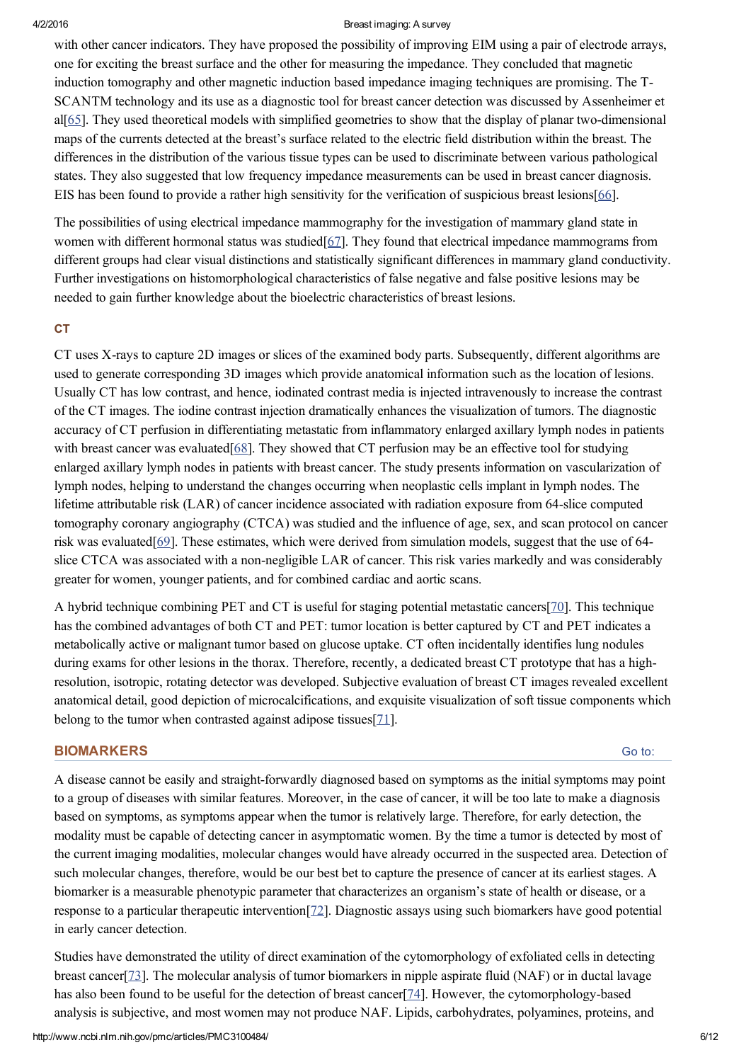with other cancer indicators. They have proposed the possibility of improving EIM using a pair of electrode arrays, one for exciting the breast surface and the other for measuring the impedance. They concluded that magnetic induction tomography and other magnetic induction based impedance imaging techniques are promising. The T-SCANTM technology and its use as a diagnostic tool for breast cancer detection was discussed by Assenheimer et al[65]. They used theoretical models with simplified geometries to show that the display of planar two-dimensional maps of the currents detected at the breast's surface related to the electric field distribution within the breast. The differences in the distribution of the various tissue types can be used to discriminate between various pathological states. They also suggested that low frequency impedance measurements can be used in breast cancer diagnosis. EIS has been found to provide a rather high sensitivity for the verification of suspicious breast lesions[66].

The possibilities of using electrical impedance mammography for the investigation of mammary gland state in women with different hormonal status was studied[67]. They found that electrical impedance mammograms from different groups had clear visual distinctions and statistically significant differences in mammary gland conductivity. Further investigations on histomorphological characteristics of false negative and false positive lesions may be needed to gain further knowledge about the bioelectric characteristics of breast lesions.

### CT

CT uses X-rays to capture 2D images or slices of the examined body parts. Subsequently, different algorithms are used to generate corresponding 3D images which provide anatomical information such as the location of lesions. Usually CT has low contrast, and hence, iodinated contrast media is injected intravenously to increase the contrast of the CT images. The iodine contrast injection dramatically enhances the visualization of tumors. The diagnostic accuracy of CT perfusion in differentiating metastatic from inflammatory enlarged axillary lymph nodes in patients with breast cancer was evaluated[68]. They showed that CT perfusion may be an effective tool for studying enlarged axillary lymph nodes in patients with breast cancer. The study presents information on vascularization of lymph nodes, helping to understand the changes occurring when neoplastic cells implant in lymph nodes. The lifetime attributable risk (LAR) of cancer incidence associated with radiation exposure from 64-slice computed tomography coronary angiography (CTCA) was studied and the influence of age, sex, and scan protocol on cancer risk was evaluated[69]. These estimates, which were derived from simulation models, suggest that the use of 64-slice CTCA was associated with a non-negligible LAR of cancer. This risk varies markedly and was considerably greater for women, younger patients, and for combined cardiac and aortic scans.

A hybrid technique combining PET and CT is useful for staging potential metastatic cancers[70]. This technique has the combined advantages of both CT and PET: tumor location is better captured by CT and PET indicates a metabolically active or malignant tumor based on glucose uptake. CT often incidentally identifies lung nodules during exams for other lesions in the thorax. Therefore, recently, a dedicated breast CT prototype that has a high-resolution, isotropic, rotating detector was developed. Subjective evaluation of breast CT images revealed excellent anatomical detail, good depiction of microcalcifications, and exquisite visualization of soft tissue components which belong to the tumor when contrasted against adipose tissues[71].

## BIOMARKERS

A disease cannot be easily and straight-forwardly diagnosed based on symptoms as the initial symptoms may point to a group of diseases with similar features. Moreover, in the case of cancer, it will be too late to make a diagnosis based on symptoms, as symptoms appear when the tumor is relatively large. Therefore, for early detection, the modality must be capable of detecting cancer in asymptomatic women. By the time a tumor is detected by most of the current imaging modalities, molecular changes would have already occurred in the suspected area. Detection of such molecular changes, therefore, would be our best bet to capture the presence of cancer at its earliest stages. A biomarker is a measurable phenotypic parameter that characterizes an organism's state of health or disease, or a response to a particular therapeutic intervention[72]. Diagnostic assays using such biomarkers have good potential in early cancer detection.

Studies have demonstrated the utility of direct examination of the cytomorphology of exfoliated cells in detecting breast cancer[73]. The molecular analysis of tumor biomarkers in nipple aspirate fluid (NAF) or in ductal lavage has also been found to be useful for the detection of breast cancer[74]. However, the cytomorphology-based analysis is subjective, and most women may not produce NAF. Lipids, carbohydrates, polyamines, proteins, and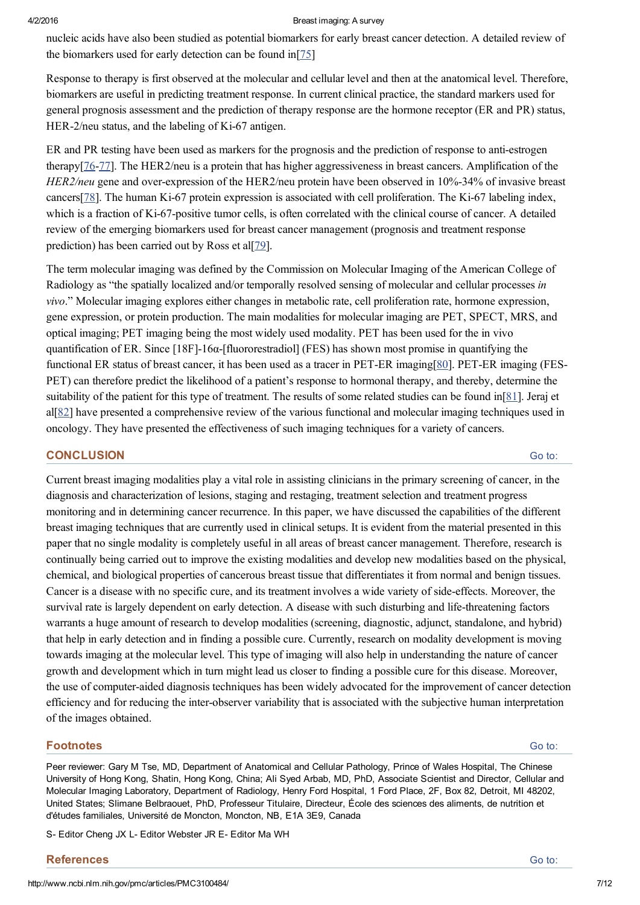nucleic acids have also been studied as potential biomarkers for early breast cancer detection. A detailed review of the biomarkers used for early detection can be found in[75]

Response to therapy is first observed at the molecular and cellular level and then at the anatomical level. Therefore, biomarkers are useful in predicting treatment response. In current clinical practice, the standard markers used for general prognosis assessment and the prediction of therapy response are the hormone receptor (ER and PR) status, HER-2/neu status, and the labeling of Ki-67 antigen.

ER and PR testing have been used as markers for the prognosis and the prediction of response to anti-estrogen therapy[76-77]. The HER2/neu is a protein that has higher aggressiveness in breast cancers. Amplification of the *HER2/neu* gene and over-expression of the HER2/neu protein have been observed in 10%-34% of invasive breast cancers[78]. The human Ki-67 protein expression is associated with cell proliferation. The Ki-67 labeling index, which is a fraction of Ki-67-positive tumor cells, is often correlated with the clinical course of cancer. A detailed review of the emerging biomarkers used for breast cancer management (prognosis and treatment response prediction) has been carried out by Ross et al[79].

The term molecular imaging was defined by the Commission on Molecular Imaging of the American College of Radiology as "the spatially localized and/or temporally resolved sensing of molecular and cellular processes *in vivo*." Molecular imaging explores either changes in metabolic rate, cell proliferation rate, hormone expression, gene expression, or protein production. The main modalities for molecular imaging are PET, SPECT, MRS, and optical imaging; PET imaging being the most widely used modality. PET has been used for the in vivo quantification of ER. Since [18F]-16α-[fluororestradiol] (FES) has shown most promise in quantifying the functional ER status of breast cancer, it has been used as a tracer in PET-ER imaging[80]. PET-ER imaging (FES-PET) can therefore predict the likelihood of a patient's response to hormonal therapy, and thereby, determine the suitability of the patient for this type of treatment. The results of some related studies can be found in[81]. Jeraj et al[82] have presented a comprehensive review of the various functional and molecular imaging techniques used in oncology. They have presented the effectiveness of such imaging techniques for a variety of cancers.

## CONCLUSION

Current breast imaging modalities play a vital role in assisting clinicians in the primary screening of cancer, in the diagnosis and characterization of lesions, staging and restaging, treatment selection and treatment progress monitoring and in determining cancer recurrence. In this paper, we have discussed the capabilities of the different breast imaging techniques that are currently used in clinical setups. It is evident from the material presented in this paper that no single modality is completely useful in all areas of breast cancer management. Therefore, research is continually being carried out to improve the existing modalities and develop new modalities based on the physical, chemical, and biological properties of cancerous breast tissue that differentiates it from normal and benign tissues. Cancer is a disease with no specific cure, and its treatment involves a wide variety of side-effects. Moreover, the survival rate is largely dependent on early detection. A disease with such disturbing and life-threatening factors warrants a huge amount of research to develop modalities (screening, diagnostic, adjunct, standalone, and hybrid) that help in early detection and in finding a possible cure. Currently, research on modality development is moving towards imaging at the molecular level. This type of imaging will also help in understanding the nature of cancer growth and development which in turn might lead us closer to finding a possible cure for this disease. Moreover, the use of computer-aided diagnosis techniques has been widely advocated for the improvement of cancer detection efficiency and for reducing the inter-observer variability that is associated with the subjective human interpretation of the images obtained.

## Footnotes

Peer reviewer: Gary M Tse, MD, Department of Anatomical and Cellular Pathology, Prince of Wales Hospital, The Chinese University of Hong Kong, Shatin, Hong Kong, China; Ali Syed Arbab, MD, PhD, Associate Scientist and Director, Cellular and Molecular Imaging Laboratory, Department of Radiology, Henry Ford Hospital, 1 Ford Place, 2F, Box 82, Detroit, MI 48202, United States; Slimane Belbraouet, PhD, Professeur Titulaire, Directeur, École des sciences des aliments, de nutrition et d'études familiales, Université de Moncton, Moncton, NB, E1A 3E9, Canada

S- Editor Cheng JX L- Editor Webster JR E- Editor Ma WH

## References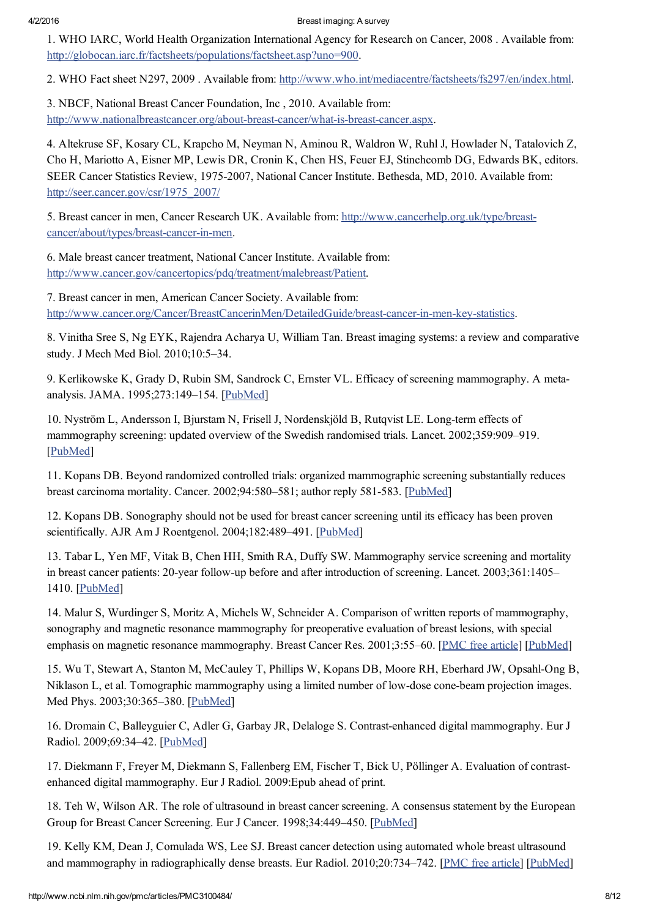1. WHO IARC, World Health Organization International Agency for Research on Cancer, 2008 . Available from: http://globocan.iarc.fr/factsheets/populations/factsheet.asp?uno=900.

2. WHO Fact sheet N297, 2009 . Available from: http://www.who.int/mediacentre/factsheets/fs297/en/index.html.

3. NBCF, National Breast Cancer Foundation, Inc , 2010. Available from: http://www.nationalbreastcancer.org/about-breast-cancer/what-is-breast-cancer.aspx.

4. Altekruse SF, Kosary CL, Krapcho M, Neyman N, Aminou R, Waldron W, Ruhl J, Howlader N, Tatalovich Z, Cho H, Mariotto A, Eisner MP, Lewis DR, Cronin K, Chen HS, Feuer EJ, Stinchcomb DG, Edwards BK, editors. SEER Cancer Statistics Review, 1975-2007, National Cancer Institute. Bethesda, MD, 2010. Available from: http://seer.cancer.gov/csr/1975_2007/

5. Breast cancer in men, Cancer Research UK. Available from: http://www.cancerhelp.org.uk/type/breast-cancer/about/types/breast-cancer-in-men.

6. Male breast cancer treatment, National Cancer Institute. Available from: http://www.cancer.gov/cancertopics/pdq/treatment/malebreast/Patient.

7. Breast cancer in men, American Cancer Society. Available from: http://www.cancer.org/Cancer/BreastCancerinMen/DetailedGuide/breast-cancer-in-men-key-statistics.

8. Vinitha Sree S, Ng EYK, Rajendra Acharya U, William Tan. Breast imaging systems: a review and comparative study. J Mech Med Biol. 2010;10:5–34.

9. Kerlikowske K, Grady D, Rubin SM, Sandrock C, Ernster VL. Efficacy of screening mammography. A meta-analysis. JAMA. 1995;273:149–154. [PubMed]

10. Nyström L, Andersson I, Bjurstam N, Frisell J, Nordenskjöld B, Rutqvist LE. Long-term effects of mammography screening: updated overview of the Swedish randomised trials. Lancet. 2002;359:909–919. [PubMed]

11. Kopans DB. Beyond randomized controlled trials: organized mammographic screening substantially reduces breast carcinoma mortality. Cancer. 2002;94:580–581; author reply 581-583. [PubMed]

12. Kopans DB. Sonography should not be used for breast cancer screening until its efficacy has been proven scientifically. AJR Am J Roentgenol. 2004;182:489–491. [PubMed]

13. Tabar L, Yen MF, Vitak B, Chen HH, Smith RA, Duffy SW. Mammography service screening and mortality in breast cancer patients: 20-year follow-up before and after introduction of screening. Lancet. 2003;361:1405–1410. [PubMed]

14. Malur S, Wurdinger S, Moritz A, Michels W, Schneider A. Comparison of written reports of mammography, sonography and magnetic resonance mammography for preoperative evaluation of breast lesions, with special emphasis on magnetic resonance mammography. Breast Cancer Res. 2001;3:55–60. [PMC free article] [PubMed]

15. Wu T, Stewart A, Stanton M, McCauley T, Phillips W, Kopans DB, Moore RH, Eberhard JW, Opsahl-Ong B, Niklason L, et al. Tomographic mammography using a limited number of low-dose cone-beam projection images. Med Phys. 2003;30:365–380. [PubMed]

16. Dromain C, Balleyguier C, Adler G, Garbay JR, Delaloge S. Contrast-enhanced digital mammography. Eur J Radiol. 2009;69:34–42. [PubMed]

17. Diekmann F, Freyer M, Diekmann S, Fallenberg EM, Fischer T, Bick U, Pöllinger A. Evaluation of contrast-enhanced digital mammography. Eur J Radiol. 2009:Epub ahead of print.

18. Teh W, Wilson AR. The role of ultrasound in breast cancer screening. A consensus statement by the European Group for Breast Cancer Screening. Eur J Cancer. 1998;34:449–450. [PubMed]

19. Kelly KM, Dean J, Comulada WS, Lee SJ. Breast cancer detection using automated whole breast ultrasound and mammography in radiographically dense breasts. Eur Radiol. 2010;20:734–742. [PMC free article] [PubMed]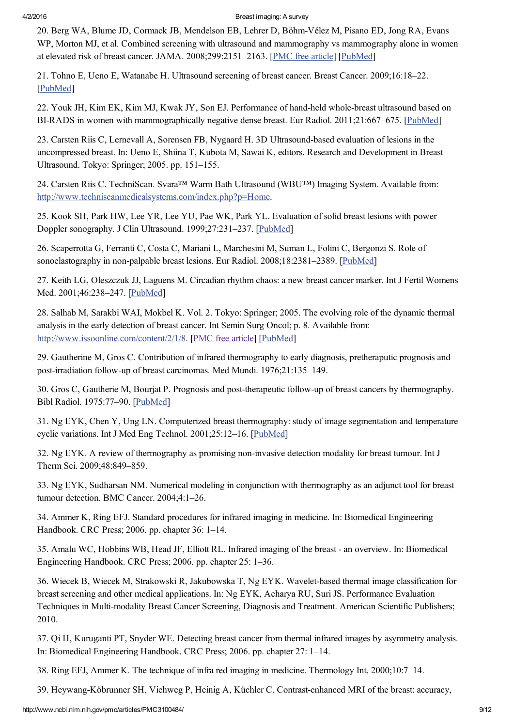20. Berg WA, Blume JD, Cormack JB, Mendelson EB, Lehrer D, Böhm-Vélez M, Pisano ED, Jong RA, Evans WP, Morton MJ, et al. Combined screening with ultrasound and mammography vs mammography alone in women at elevated risk of breast cancer. JAMA. 2008;299:2151–2163. [PMC free article] [PubMed]

21. Tohno E, Ueno E, Watanabe H. Ultrasound screening of breast cancer. Breast Cancer. 2009;16:18–22. [PubMed]

22. Youk JH, Kim EK, Kim MJ, Kwak JY, Son EJ. Performance of hand-held whole-breast ultrasound based on BI-RADS in women with mammographically negative dense breast. Eur Radiol. 2011;21:667–675. [PubMed]

23. Carsten Riis C, Lernevall A, Sorensen FB, Nygaard H. 3D Ultrasound-based evaluation of lesions in the uncompressed breast. In: Ueno E, Shiina T, Kubota M, Sawai K, editors. Research and Development in Breast Ultrasound. Tokyo: Springer; 2005. pp. 151–155.

24. Carsten Riis C. TechniScan. Svara™ Warm Bath Ultrasound (WBU™) Imaging System. Available from: http://www.techniscanmedicalsystems.com/index.php?p=Home.

25. Kook SH, Park HW, Lee YR, Lee YU, Pae WK, Park YL. Evaluation of solid breast lesions with power Doppler sonography. J Clin Ultrasound. 1999;27:231–237. [PubMed]

26. Scaperrotta G, Ferranti C, Costa C, Mariani L, Marchesini M, Suman L, Folini C, Bergonzi S. Role of sonoelastography in non-palpable breast lesions. Eur Radiol. 2008;18:2381–2389. [PubMed]

27. Keith LG, Oleszczuk JJ, Laguens M. Circadian rhythm chaos: a new breast cancer marker. Int J Fertil Womens Med. 2001;46:238–247. [PubMed]

28. Salhab M, Sarakbi WAI, Mokbel K. Vol. 2. Tokyo: Springer; 2005. The evolving role of the dynamic thermal analysis in the early detection of breast cancer. Int Semin Surg Oncol; p. 8. Available from: http://www.issoonline.com/content/2/1/8. [PMC free article] [PubMed]

29. Gautherine M, Gros C. Contribution of infrared thermography to early diagnosis, pretheraputic prognosis and post-irradiation follow-up of breast carcinomas. Med Mundi. 1976;21:135–149.

30. Gros C, Gautherie M, Bourjat P. Prognosis and post-therapeutic follow-up of breast cancers by thermography. Bibl Radiol. 1975:77–90. [PubMed]

31. Ng EYK, Chen Y, Ung LN. Computerized breast thermography: study of image segmentation and temperature cyclic variations. Int J Med Eng Technol. 2001;25:12–16. [PubMed]

32. Ng EYK. A review of thermography as promising non-invasive detection modality for breast tumour. Int J Therm Sci. 2009;48:849–859.

33. Ng EYK, Sudharsan NM. Numerical modeling in conjunction with thermography as an adjunct tool for breast tumour detection. BMC Cancer. 2004;4:1–26.

34. Ammer K, Ring EFJ. Standard procedures for infrared imaging in medicine. In: Biomedical Engineering Handbook. CRC Press; 2006. pp. chapter 36: 1–14.

35. Amalu WC, Hobbins WB, Head JF, Elliott RL. Infrared imaging of the breast - an overview. In: Biomedical Engineering Handbook. CRC Press; 2006. pp. chapter 25: 1–36.

36. Wiecek B, Wiecek M, Strakowski R, Jakubowska T, Ng EYK. Wavelet-based thermal image classification for breast screening and other medical applications. In: Ng EYK, Acharya RU, Suri JS. Performance Evaluation Techniques in Multi-modality Breast Cancer Screening, Diagnosis and Treatment. American Scientific Publishers; 2010.

37. Qi H, Kuruganti PT, Snyder WE. Detecting breast cancer from thermal infrared images by asymmetry analysis. In: Biomedical Engineering Handbook. CRC Press; 2006. pp. chapter 27: 1–14.

38. Ring EFJ, Ammer K. The technique of infra red imaging in medicine. Thermology Int. 2000;10:7–14.

39. Heywang-Köbrunner SH, Viehweg P, Heinig A, Küchler C. Contrast-enhanced MRI of the breast: accuracy,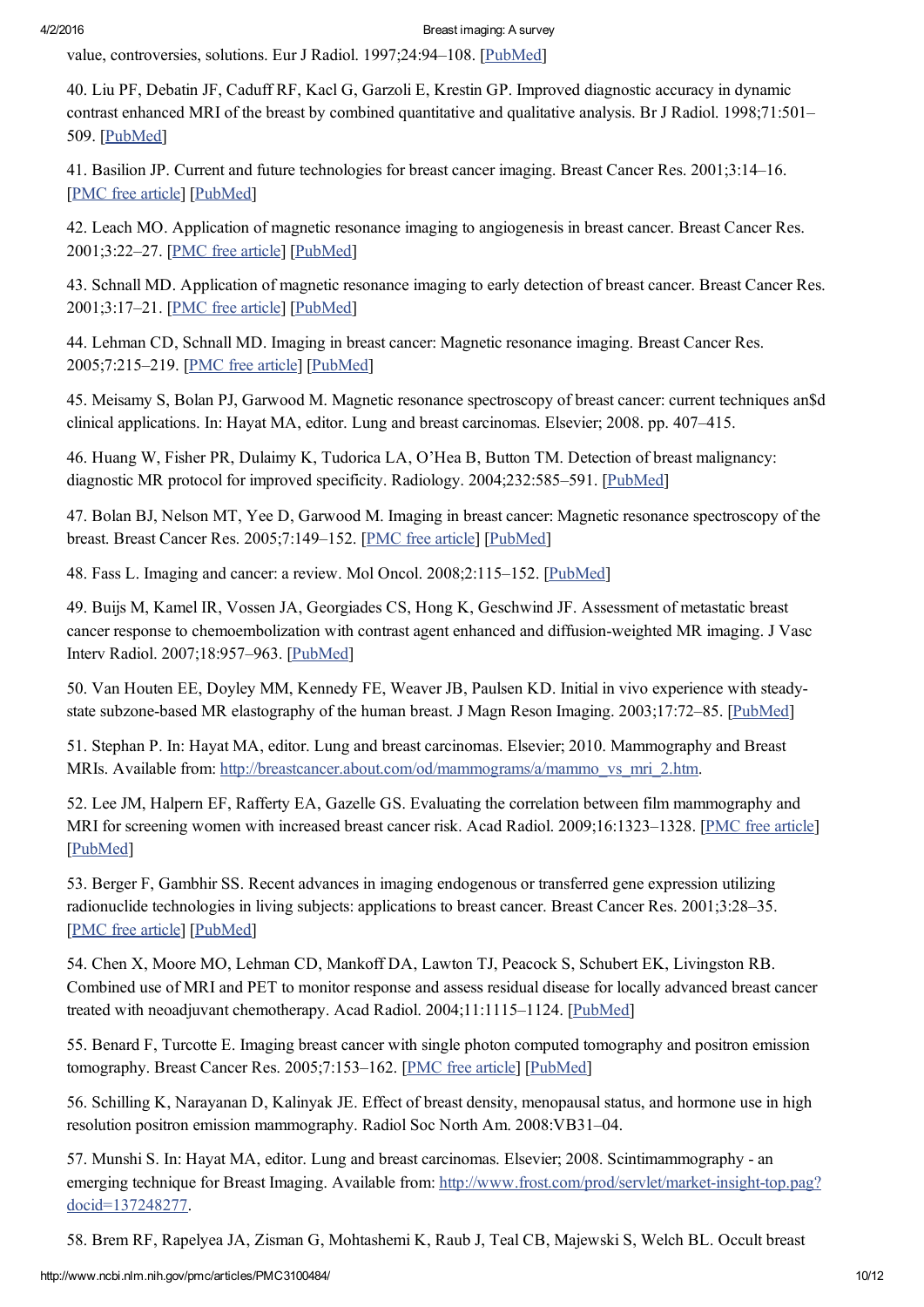value, controversies, solutions. Eur J Radiol. 1997;24:94–108. [PubMed]

40. Liu PF, Debatin JF, Caduff RF, Kacl G, Garzoli E, Krestin GP. Improved diagnostic accuracy in dynamic contrast enhanced MRI of the breast by combined quantitative and qualitative analysis. Br J Radiol. 1998;71:501–509. [PubMed]

41. Basilion JP. Current and future technologies for breast cancer imaging. Breast Cancer Res. 2001;3:14–16. [PMC free article] [PubMed]

42. Leach MO. Application of magnetic resonance imaging to angiogenesis in breast cancer. Breast Cancer Res. 2001;3:22–27. [PMC free article] [PubMed]

43. Schnall MD. Application of magnetic resonance imaging to early detection of breast cancer. Breast Cancer Res. 2001;3:17–21. [PMC free article] [PubMed]

44. Lehman CD, Schnall MD. Imaging in breast cancer: Magnetic resonance imaging. Breast Cancer Res. 2005;7:215–219. [PMC free article] [PubMed]

45. Meisamy S, Bolan PJ, Garwood M. Magnetic resonance spectroscopy of breast cancer: current techniques an$d clinical applications. In: Hayat MA, editor. Lung and breast carcinomas. Elsevier; 2008. pp. 407–415.

46. Huang W, Fisher PR, Dulaimy K, Tudorica LA, O'Hea B, Button TM. Detection of breast malignancy: diagnostic MR protocol for improved specificity. Radiology. 2004;232:585–591. [PubMed]

47. Bolan BJ, Nelson MT, Yee D, Garwood M. Imaging in breast cancer: Magnetic resonance spectroscopy of the breast. Breast Cancer Res. 2005;7:149–152. [PMC free article] [PubMed]

48. Fass L. Imaging and cancer: a review. Mol Oncol. 2008;2:115–152. [PubMed]

49. Buijs M, Kamel IR, Vossen JA, Georgiades CS, Hong K, Geschwind JF. Assessment of metastatic breast cancer response to chemoembolization with contrast agent enhanced and diffusion-weighted MR imaging. J Vasc Interv Radiol. 2007;18:957–963. [PubMed]

50. Van Houten EE, Doyley MM, Kennedy FE, Weaver JB, Paulsen KD. Initial in vivo experience with steady-state subzone-based MR elastography of the human breast. J Magn Reson Imaging. 2003;17:72–85. [PubMed]

51. Stephan P. In: Hayat MA, editor. Lung and breast carcinomas. Elsevier; 2010. Mammography and Breast MRIs. Available from: http://breastcancer.about.com/od/mammograms/a/mammo_vs_mri_2.htm.

52. Lee JM, Halpern EF, Rafferty EA, Gazelle GS. Evaluating the correlation between film mammography and MRI for screening women with increased breast cancer risk. Acad Radiol. 2009;16:1323–1328. [PMC free article] [PubMed]

53. Berger F, Gambhir SS. Recent advances in imaging endogenous or transferred gene expression utilizing radionuclide technologies in living subjects: applications to breast cancer. Breast Cancer Res. 2001;3:28–35. [PMC free article] [PubMed]

54. Chen X, Moore MO, Lehman CD, Mankoff DA, Lawton TJ, Peacock S, Schubert EK, Livingston RB. Combined use of MRI and PET to monitor response and assess residual disease for locally advanced breast cancer treated with neoadjuvant chemotherapy. Acad Radiol. 2004;11:1115–1124. [PubMed]

55. Benard F, Turcotte E. Imaging breast cancer with single photon computed tomography and positron emission tomography. Breast Cancer Res. 2005;7:153–162. [PMC free article] [PubMed]

56. Schilling K, Narayanan D, Kalinyak JE. Effect of breast density, menopausal status, and hormone use in high resolution positron emission mammography. Radiol Soc North Am. 2008:VB31–04.

57. Munshi S. In: Hayat MA, editor. Lung and breast carcinomas. Elsevier; 2008. Scintimammography - an emerging technique for Breast Imaging. Available from: http://www.frost.com/prod/servlet/market-insight-top.pag?docid=137248277.

58. Brem RF, Rapelyea JA, Zisman G, Mohtashemi K, Raub J, Teal CB, Majewski S, Welch BL. Occult breast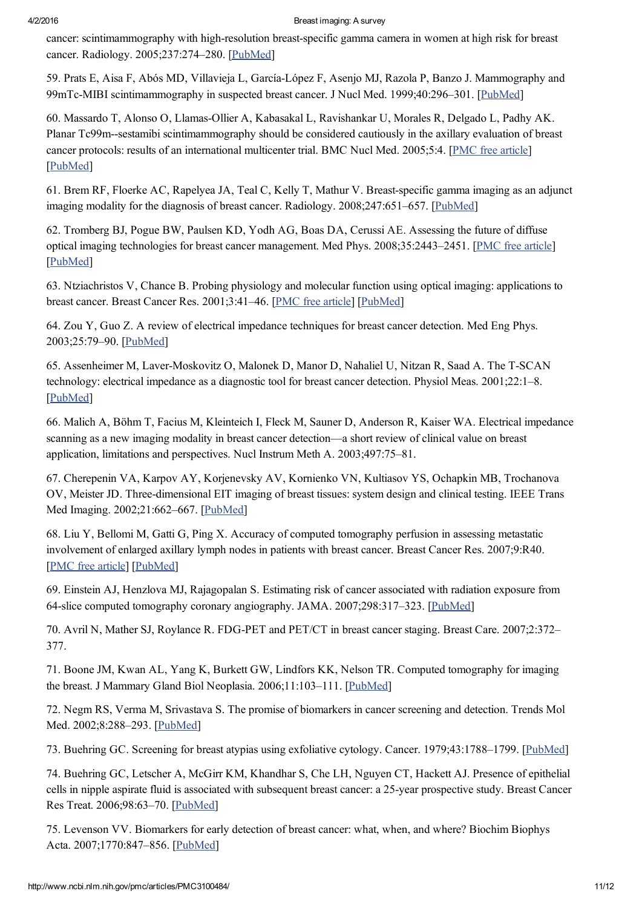cancer: scintimammography with high-resolution breast-specific gamma camera in women at high risk for breast cancer. Radiology. 2005;237:274–280. [PubMed]

59. Prats E, Aisa F, Abós MD, Villavieja L, García-López F, Asenjo MJ, Razola P, Banzo J. Mammography and 99mTc-MIBI scintimammography in suspected breast cancer. J Nucl Med. 1999;40:296–301. [PubMed]

60. Massardo T, Alonso O, Llamas-Ollier A, Kabasakal L, Ravishankar U, Morales R, Delgado L, Padhy AK. Planar Tc99m--sestamibi scintimammography should be considered cautiously in the axillary evaluation of breast cancer protocols: results of an international multicenter trial. BMC Nucl Med. 2005;5:4. [PMC free article] [PubMed]

61. Brem RF, Floerke AC, Rapelyea JA, Teal C, Kelly T, Mathur V. Breast-specific gamma imaging as an adjunct imaging modality for the diagnosis of breast cancer. Radiology. 2008;247:651–657. [PubMed]

62. Tromberg BJ, Pogue BW, Paulsen KD, Yodh AG, Boas DA, Cerussi AE. Assessing the future of diffuse optical imaging technologies for breast cancer management. Med Phys. 2008;35:2443–2451. [PMC free article] [PubMed]

63. Ntziachristos V, Chance B. Probing physiology and molecular function using optical imaging: applications to breast cancer. Breast Cancer Res. 2001;3:41–46. [PMC free article] [PubMed]

64. Zou Y, Guo Z. A review of electrical impedance techniques for breast cancer detection. Med Eng Phys. 2003;25:79–90. [PubMed]

65. Assenheimer M, Laver-Moskovitz O, Malonek D, Manor D, Nahaliel U, Nitzan R, Saad A. The T-SCAN technology: electrical impedance as a diagnostic tool for breast cancer detection. Physiol Meas. 2001;22:1–8. [PubMed]

66. Malich A, Böhm T, Facius M, Kleinteich I, Fleck M, Sauner D, Anderson R, Kaiser WA. Electrical impedance scanning as a new imaging modality in breast cancer detection—a short review of clinical value on breast application, limitations and perspectives. Nucl Instrum Meth A. 2003;497:75–81.

67. Cherepenin VA, Karpov AY, Korjenevsky AV, Kornienko VN, Kultiasov YS, Ochapkin MB, Trochanova OV, Meister JD. Three-dimensional EIT imaging of breast tissues: system design and clinical testing. IEEE Trans Med Imaging. 2002;21:662–667. [PubMed]

68. Liu Y, Bellomi M, Gatti G, Ping X. Accuracy of computed tomography perfusion in assessing metastatic involvement of enlarged axillary lymph nodes in patients with breast cancer. Breast Cancer Res. 2007;9:R40. [PMC free article] [PubMed]

69. Einstein AJ, Henzlova MJ, Rajagopalan S. Estimating risk of cancer associated with radiation exposure from 64-slice computed tomography coronary angiography. JAMA. 2007;298:317–323. [PubMed]

70. Avril N, Mather SJ, Roylance R. FDG-PET and PET/CT in breast cancer staging. Breast Care. 2007;2:372–377.

71. Boone JM, Kwan AL, Yang K, Burkett GW, Lindfors KK, Nelson TR. Computed tomography for imaging the breast. J Mammary Gland Biol Neoplasia. 2006;11:103–111. [PubMed]

72. Negm RS, Verma M, Srivastava S. The promise of biomarkers in cancer screening and detection. Trends Mol Med. 2002;8:288–293. [PubMed]

73. Buehring GC. Screening for breast atypias using exfoliative cytology. Cancer. 1979;43:1788–1799. [PubMed]

74. Buehring GC, Letscher A, McGirr KM, Khandhar S, Che LH, Nguyen CT, Hackett AJ. Presence of epithelial cells in nipple aspirate fluid is associated with subsequent breast cancer: a 25-year prospective study. Breast Cancer Res Treat. 2006;98:63–70. [PubMed]

75. Levenson VV. Biomarkers for early detection of breast cancer: what, when, and where? Biochim Biophys Acta. 2007;1770:847–856. [PubMed]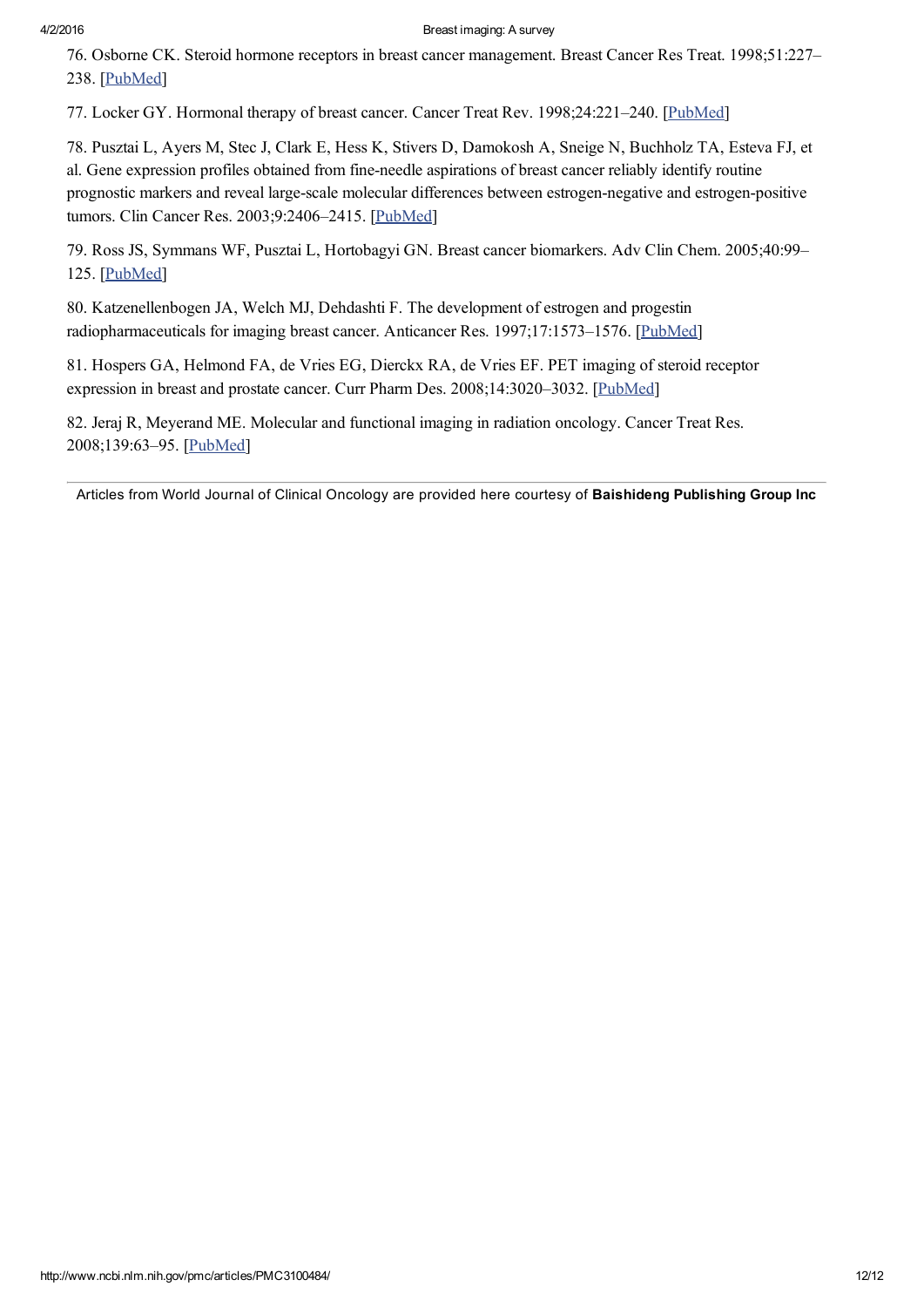76. Osborne CK. Steroid hormone receptors in breast cancer management. Breast Cancer Res Treat. 1998;51:227–238. [PubMed]

77. Locker GY. Hormonal therapy of breast cancer. Cancer Treat Rev. 1998;24:221–240. [PubMed]

78. Pusztai L, Ayers M, Stec J, Clark E, Hess K, Stivers D, Damokosh A, Sneige N, Buchholz TA, Esteva FJ, et al. Gene expression profiles obtained from fine-needle aspirations of breast cancer reliably identify routine prognostic markers and reveal large-scale molecular differences between estrogen-negative and estrogen-positive tumors. Clin Cancer Res. 2003;9:2406–2415. [PubMed]

79. Ross JS, Symmans WF, Pusztai L, Hortobagyi GN. Breast cancer biomarkers. Adv Clin Chem. 2005;40:99–125. [PubMed]

80. Katzenellenbogen JA, Welch MJ, Dehdashti F. The development of estrogen and progestin radiopharmaceuticals for imaging breast cancer. Anticancer Res. 1997;17:1573–1576. [PubMed]

81. Hospers GA, Helmond FA, de Vries EG, Dierckx RA, de Vries EF. PET imaging of steroid receptor expression in breast and prostate cancer. Curr Pharm Des. 2008;14:3020–3032. [PubMed]

82. Jeraj R, Meyerand ME. Molecular and functional imaging in radiation oncology. Cancer Treat Res. 2008;139:63–95. [PubMed]

---

Articles from World Journal of Clinical Oncology are provided here courtesy of **Baishideng Publishing Group Inc**